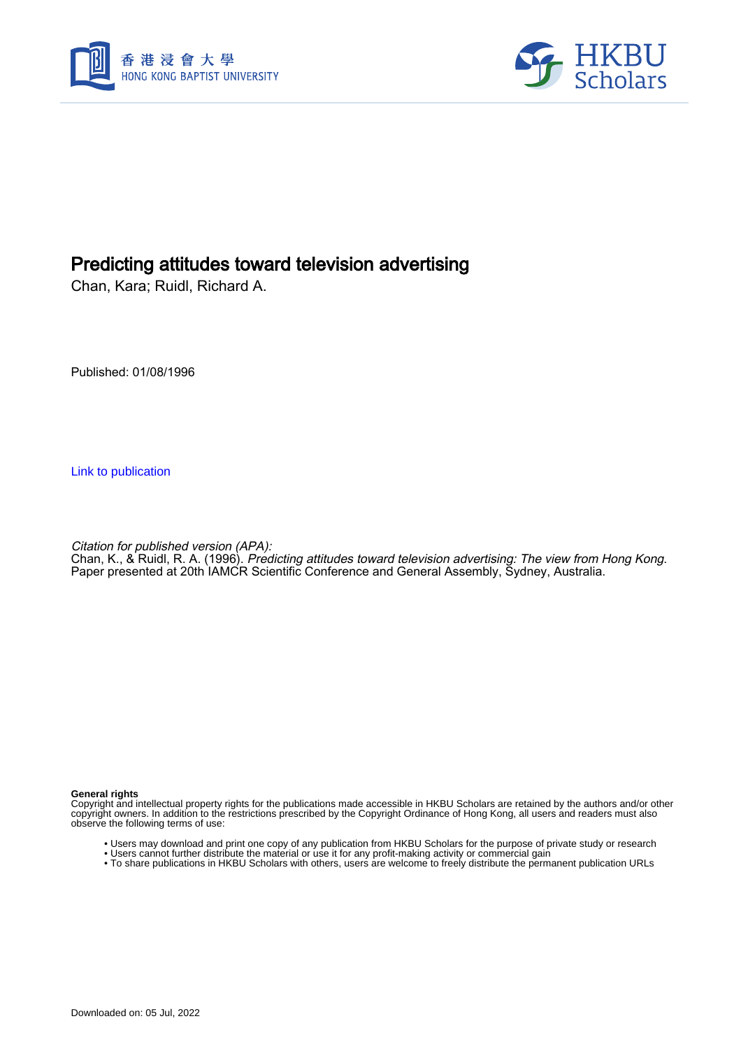# Predicting attitudes toward television advertising

Chan, Kara; Ruidl, Richard A.

Published: 01/08/1996

Link to publication

*Citation for published version (APA):*
Chan, K., & Ruidl, R. A. (1996). *Predicting attitudes toward television advertising: The view from Hong Kong*. Paper presented at 20th IAMCR Scientific Conference and General Assembly, Sydney, Australia.

**General rights**
Copyright and intellectual property rights for the publications made accessible in HKBU Scholars are retained by the authors and/or other copyright owners. In addition to the restrictions prescribed by the Copyright Ordinance of Hong Kong, all users and readers must also observe the following terms of use:

- Users may download and print one copy of any publication from HKBU Scholars for the purpose of private study or research
- Users cannot further distribute the material or use it for any profit-making activity or commercial gain
- To share publications in HKBU Scholars with others, users are welcome to freely distribute the permanent publication URLs

Downloaded on: 05 Jul, 2022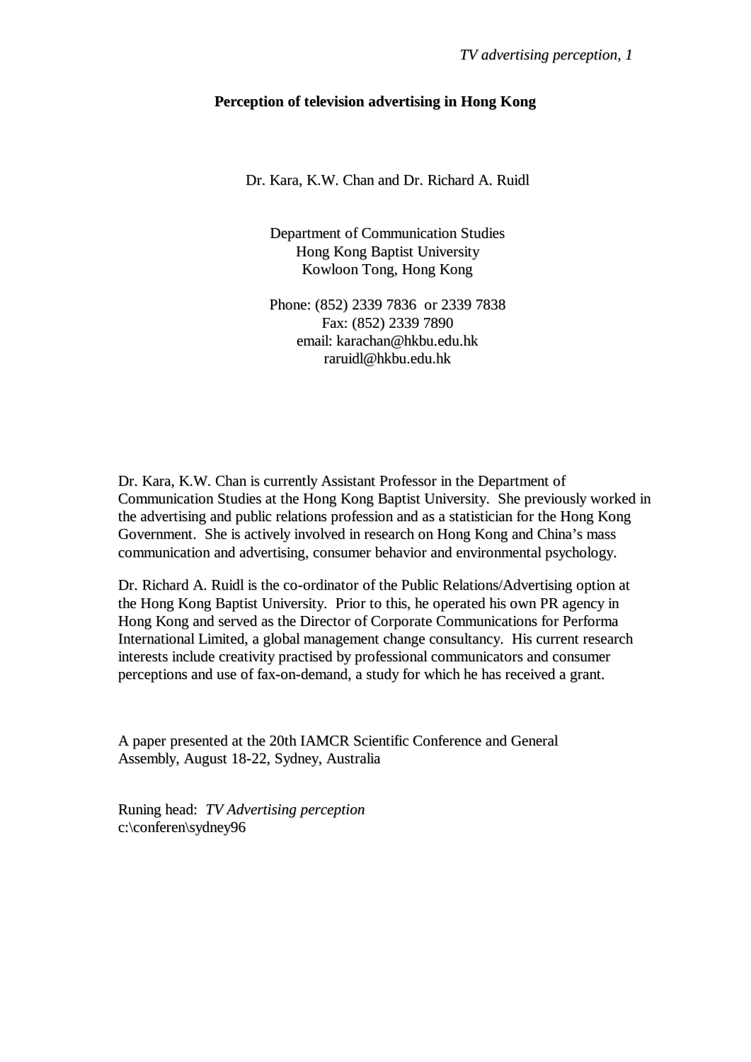# Perception of television advertising in Hong Kong

Dr. Kara, K.W. Chan and Dr. Richard A. Ruidl

Department of Communication Studies
Hong Kong Baptist University
Kowloon Tong, Hong Kong

Phone: (852) 2339 7836 or 2339 7838
Fax: (852) 2339 7890
email: karachan@hkbu.edu.hk
raruidl@hkbu.edu.hk

Dr. Kara, K.W. Chan is currently Assistant Professor in the Department of Communication Studies at the Hong Kong Baptist University. She previously worked in the advertising and public relations profession and as a statistician for the Hong Kong Government. She is actively involved in research on Hong Kong and China's mass communication and advertising, consumer behavior and environmental psychology.

Dr. Richard A. Ruidl is the co-ordinator of the Public Relations/Advertising option at the Hong Kong Baptist University. Prior to this, he operated his own PR agency in Hong Kong and served as the Director of Corporate Communications for Performa International Limited, a global management change consultancy. His current research interests include creativity practised by professional communicators and consumer perceptions and use of fax-on-demand, a study for which he has received a grant.

A paper presented at the 20th IAMCR Scientific Conference and General Assembly, August 18-22, Sydney, Australia

Runing head: *TV Advertising perception*
c:\conferen\sydney96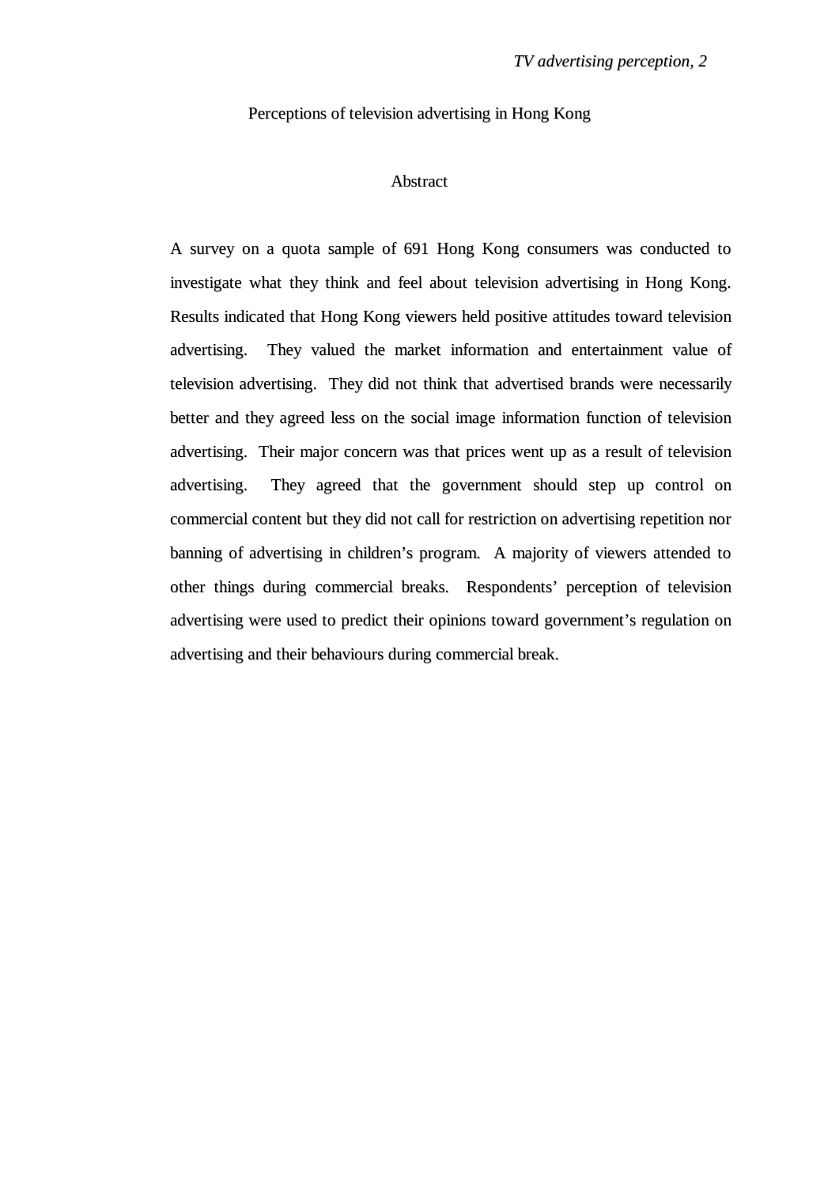# Perceptions of television advertising in Hong Kong

## Abstract

A survey on a quota sample of 691 Hong Kong consumers was conducted to investigate what they think and feel about television advertising in Hong Kong. Results indicated that Hong Kong viewers held positive attitudes toward television advertising. They valued the market information and entertainment value of television advertising. They did not think that advertised brands were necessarily better and they agreed less on the social image information function of television advertising. Their major concern was that prices went up as a result of television advertising. They agreed that the government should step up control on commercial content but they did not call for restriction on advertising repetition nor banning of advertising in children's program. A majority of viewers attended to other things during commercial breaks. Respondents' perception of television advertising were used to predict their opinions toward government's regulation on advertising and their behaviours during commercial break.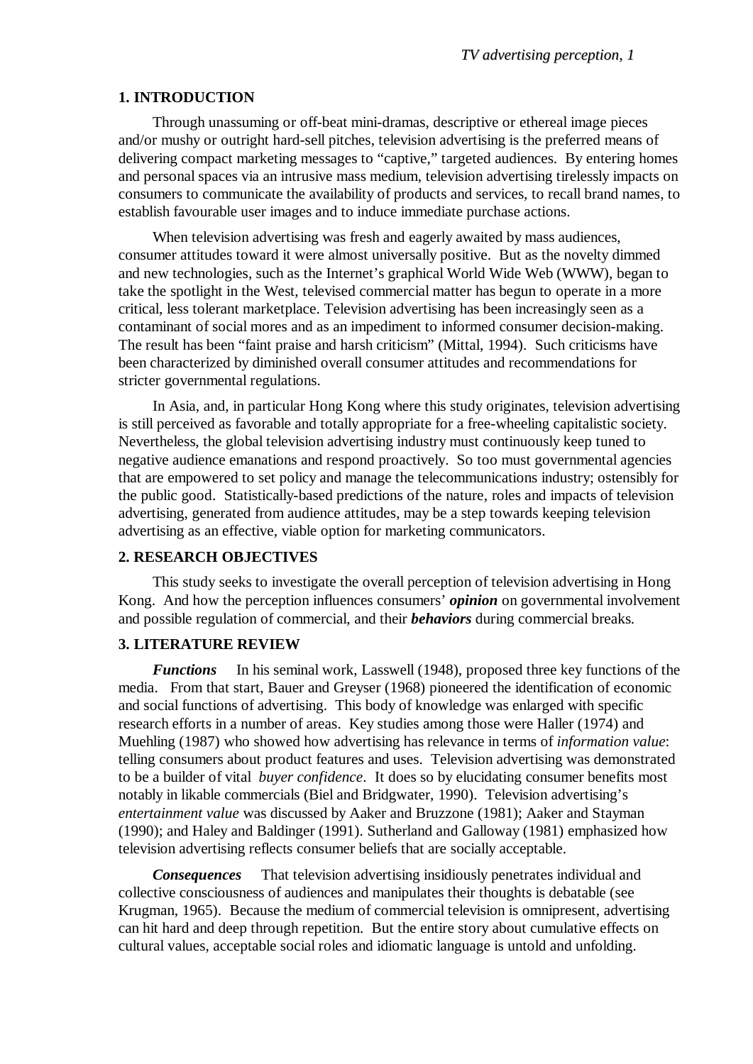## 1. INTRODUCTION

Through unassuming or off-beat mini-dramas, descriptive or ethereal image pieces and/or mushy or outright hard-sell pitches, television advertising is the preferred means of delivering compact marketing messages to "captive," targeted audiences. By entering homes and personal spaces via an intrusive mass medium, television advertising tirelessly impacts on consumers to communicate the availability of products and services, to recall brand names, to establish favourable user images and to induce immediate purchase actions.

When television advertising was fresh and eagerly awaited by mass audiences, consumer attitudes toward it were almost universally positive. But as the novelty dimmed and new technologies, such as the Internet's graphical World Wide Web (WWW), began to take the spotlight in the West, televised commercial matter has begun to operate in a more critical, less tolerant marketplace. Television advertising has been increasingly seen as a contaminant of social mores and as an impediment to informed consumer decision-making. The result has been "faint praise and harsh criticism" (Mittal, 1994). Such criticisms have been characterized by diminished overall consumer attitudes and recommendations for stricter governmental regulations.

In Asia, and, in particular Hong Kong where this study originates, television advertising is still perceived as favorable and totally appropriate for a free-wheeling capitalistic society. Nevertheless, the global television advertising industry must continuously keep tuned to negative audience emanations and respond proactively. So too must governmental agencies that are empowered to set policy and manage the telecommunications industry; ostensibly for the public good. Statistically-based predictions of the nature, roles and impacts of television advertising, generated from audience attitudes, may be a step towards keeping television advertising as an effective, viable option for marketing communicators.

## 2. RESEARCH OBJECTIVES

This study seeks to investigate the overall perception of television advertising in Hong Kong. And how the perception influences consumers' ***opinion*** on governmental involvement and possible regulation of commercial, and their ***behaviors*** during commercial breaks.

## 3. LITERATURE REVIEW

***Functions*** In his seminal work, Lasswell (1948), proposed three key functions of the media. From that start, Bauer and Greyser (1968) pioneered the identification of economic and social functions of advertising. This body of knowledge was enlarged with specific research efforts in a number of areas. Key studies among those were Haller (1974) and Muehling (1987) who showed how advertising has relevance in terms of *information value*: telling consumers about product features and uses. Television advertising was demonstrated to be a builder of vital *buyer confidence*. It does so by elucidating consumer benefits most notably in likable commercials (Biel and Bridgwater, 1990). Television advertising's *entertainment value* was discussed by Aaker and Bruzzone (1981); Aaker and Stayman (1990); and Haley and Baldinger (1991). Sutherland and Galloway (1981) emphasized how television advertising reflects consumer beliefs that are socially acceptable.

***Consequences*** That television advertising insidiously penetrates individual and collective consciousness of audiences and manipulates their thoughts is debatable (see Krugman, 1965). Because the medium of commercial television is omnipresent, advertising can hit hard and deep through repetition. But the entire story about cumulative effects on cultural values, acceptable social roles and idiomatic language is untold and unfolding.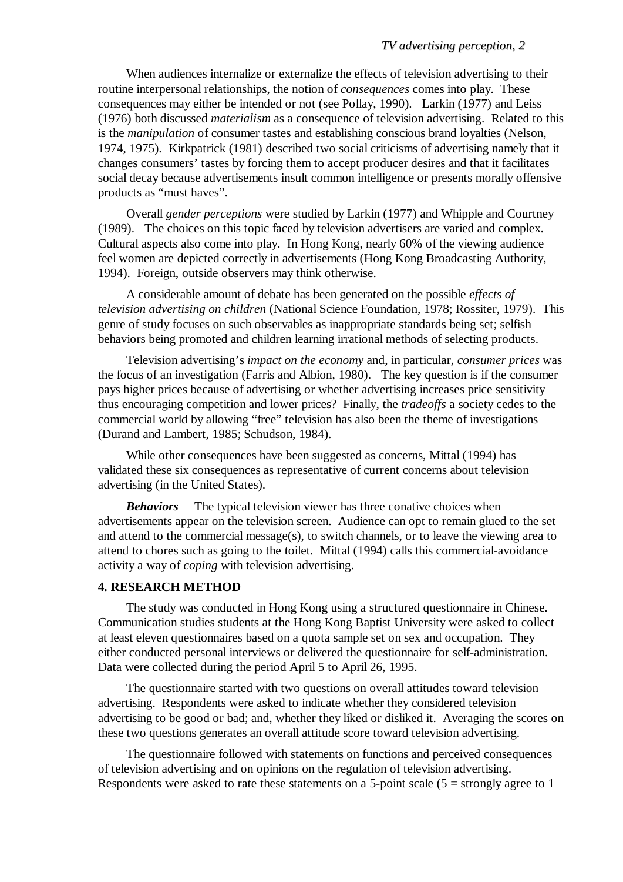When audiences internalize or externalize the effects of television advertising to their routine interpersonal relationships, the notion of *consequences* comes into play. These consequences may either be intended or not (see Pollay, 1990). Larkin (1977) and Leiss (1976) both discussed *materialism* as a consequence of television advertising. Related to this is the *manipulation* of consumer tastes and establishing conscious brand loyalties (Nelson, 1974, 1975). Kirkpatrick (1981) described two social criticisms of advertising namely that it changes consumers' tastes by forcing them to accept producer desires and that it facilitates social decay because advertisements insult common intelligence or presents morally offensive products as "must haves".

Overall *gender perceptions* were studied by Larkin (1977) and Whipple and Courtney (1989). The choices on this topic faced by television advertisers are varied and complex. Cultural aspects also come into play. In Hong Kong, nearly 60% of the viewing audience feel women are depicted correctly in advertisements (Hong Kong Broadcasting Authority, 1994). Foreign, outside observers may think otherwise.

A considerable amount of debate has been generated on the possible *effects of television advertising on children* (National Science Foundation, 1978; Rossiter, 1979). This genre of study focuses on such observables as inappropriate standards being set; selfish behaviors being promoted and children learning irrational methods of selecting products.

Television advertising's *impact on the economy* and, in particular, *consumer prices* was the focus of an investigation (Farris and Albion, 1980). The key question is if the consumer pays higher prices because of advertising or whether advertising increases price sensitivity thus encouraging competition and lower prices? Finally, the *tradeoffs* a society cedes to the commercial world by allowing "free" television has also been the theme of investigations (Durand and Lambert, 1985; Schudson, 1984).

While other consequences have been suggested as concerns, Mittal (1994) has validated these six consequences as representative of current concerns about television advertising (in the United States).

***Behaviors*** The typical television viewer has three conative choices when advertisements appear on the television screen. Audience can opt to remain glued to the set and attend to the commercial message(s), to switch channels, or to leave the viewing area to attend to chores such as going to the toilet. Mittal (1994) calls this commercial-avoidance activity a way of *coping* with television advertising.

## 4. RESEARCH METHOD

The study was conducted in Hong Kong using a structured questionnaire in Chinese. Communication studies students at the Hong Kong Baptist University were asked to collect at least eleven questionnaires based on a quota sample set on sex and occupation. They either conducted personal interviews or delivered the questionnaire for self-administration. Data were collected during the period April 5 to April 26, 1995.

The questionnaire started with two questions on overall attitudes toward television advertising. Respondents were asked to indicate whether they considered television advertising to be good or bad; and, whether they liked or disliked it. Averaging the scores on these two questions generates an overall attitude score toward television advertising.

The questionnaire followed with statements on functions and perceived consequences of television advertising and on opinions on the regulation of television advertising. Respondents were asked to rate these statements on a 5-point scale (5 = strongly agree to 1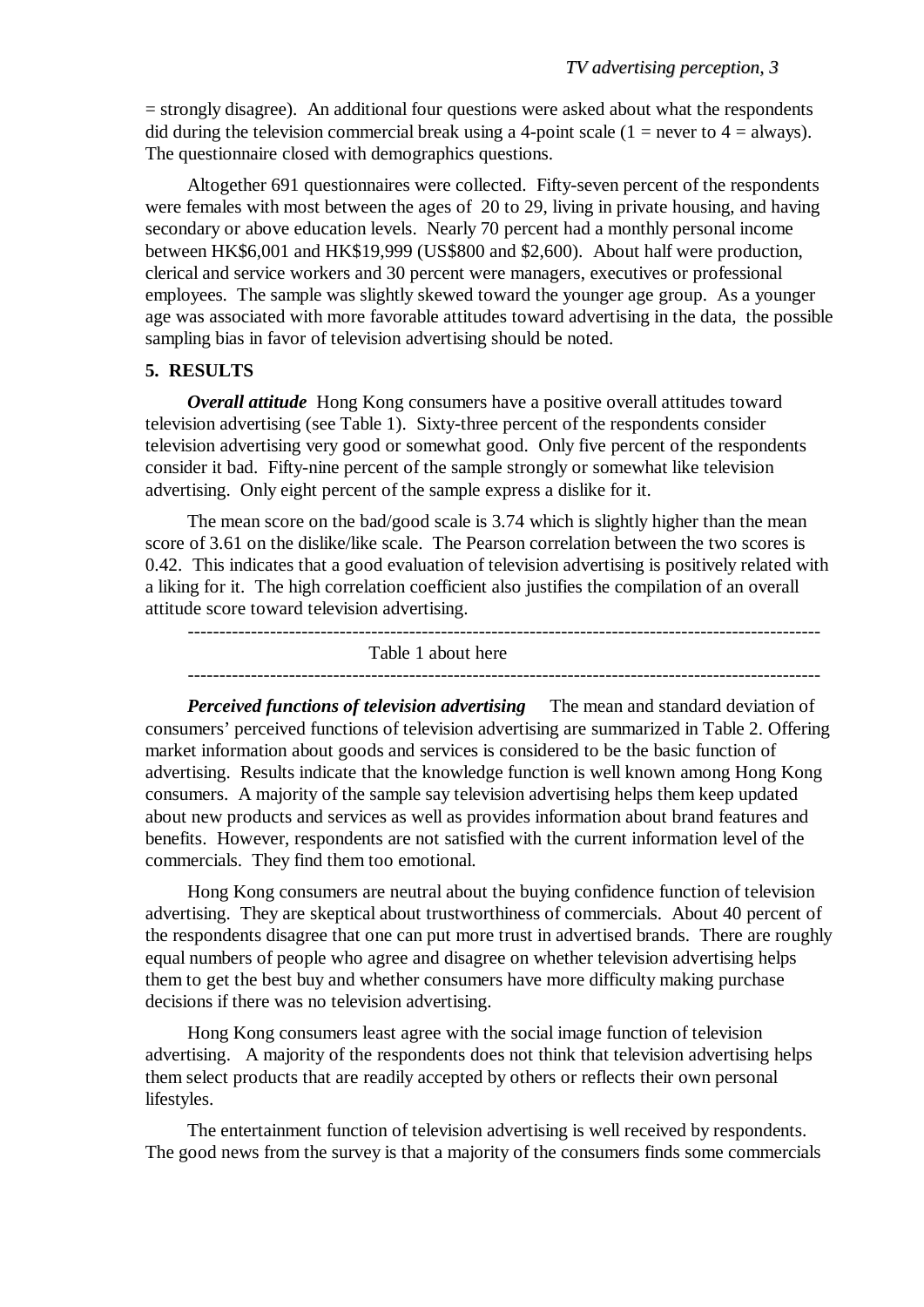= strongly disagree). An additional four questions were asked about what the respondents did during the television commercial break using a 4-point scale (1 = never to 4 = always). The questionnaire closed with demographics questions.

Altogether 691 questionnaires were collected. Fifty-seven percent of the respondents were females with most between the ages of 20 to 29, living in private housing, and having secondary or above education levels. Nearly 70 percent had a monthly personal income between HK$6,001 and HK$19,999 (US$800 and $2,600). About half were production, clerical and service workers and 30 percent were managers, executives or professional employees. The sample was slightly skewed toward the younger age group. As a younger age was associated with more favorable attitudes toward advertising in the data, the possible sampling bias in favor of television advertising should be noted.

## 5. RESULTS

***Overall attitude*** Hong Kong consumers have a positive overall attitudes toward television advertising (see Table 1). Sixty-three percent of the respondents consider television advertising very good or somewhat good. Only five percent of the respondents consider it bad. Fifty-nine percent of the sample strongly or somewhat like television advertising. Only eight percent of the sample express a dislike for it.

The mean score on the bad/good scale is 3.74 which is slightly higher than the mean score of 3.61 on the dislike/like scale. The Pearson correlation between the two scores is 0.42. This indicates that a good evaluation of television advertising is positively related with a liking for it. The high correlation coefficient also justifies the compilation of an overall attitude score toward television advertising.

---

Table 1 about here

---

***Perceived functions of television advertising*** The mean and standard deviation of consumers' perceived functions of television advertising are summarized in Table 2. Offering market information about goods and services is considered to be the basic function of advertising. Results indicate that the knowledge function is well known among Hong Kong consumers. A majority of the sample say television advertising helps them keep updated about new products and services as well as provides information about brand features and benefits. However, respondents are not satisfied with the current information level of the commercials. They find them too emotional.

Hong Kong consumers are neutral about the buying confidence function of television advertising. They are skeptical about trustworthiness of commercials. About 40 percent of the respondents disagree that one can put more trust in advertised brands. There are roughly equal numbers of people who agree and disagree on whether television advertising helps them to get the best buy and whether consumers have more difficulty making purchase decisions if there was no television advertising.

Hong Kong consumers least agree with the social image function of television advertising. A majority of the respondents does not think that television advertising helps them select products that are readily accepted by others or reflects their own personal lifestyles.

The entertainment function of television advertising is well received by respondents. The good news from the survey is that a majority of the consumers finds some commercials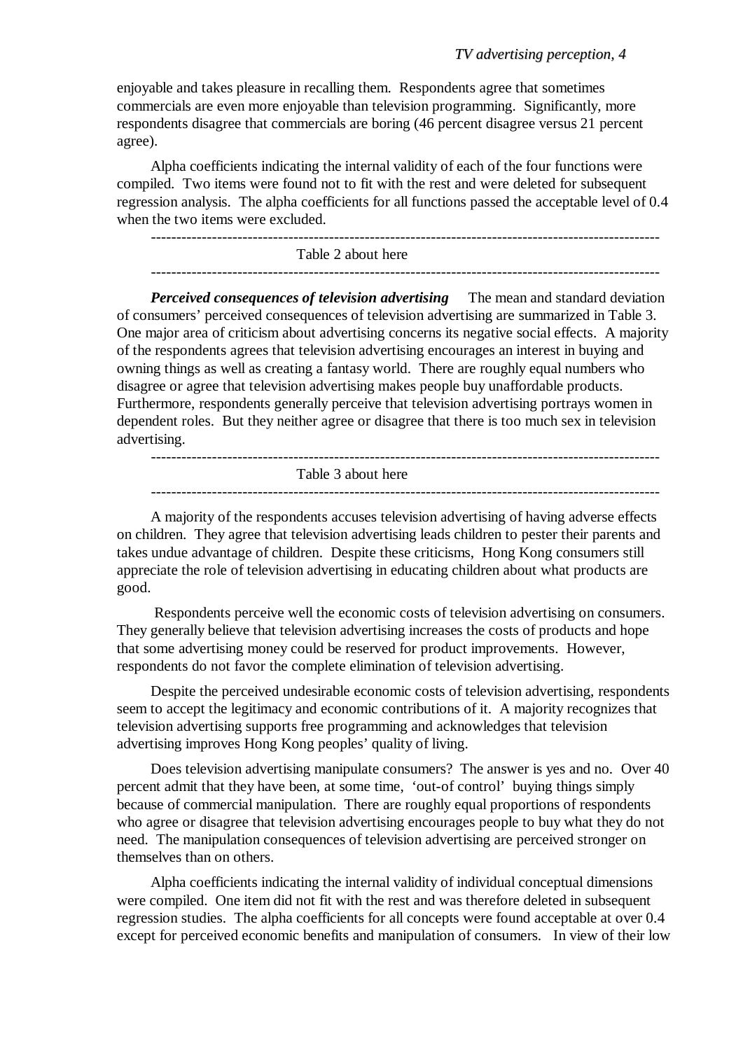enjoyable and takes pleasure in recalling them. Respondents agree that sometimes commercials are even more enjoyable than television programming. Significantly, more respondents disagree that commercials are boring (46 percent disagree versus 21 percent agree).

Alpha coefficients indicating the internal validity of each of the four functions were compiled. Two items were found not to fit with the rest and were deleted for subsequent regression analysis. The alpha coefficients for all functions passed the acceptable level of 0.4 when the two items were excluded.

---

Table 2 about here

---

***Perceived consequences of television advertising*** The mean and standard deviation of consumers' perceived consequences of television advertising are summarized in Table 3. One major area of criticism about advertising concerns its negative social effects. A majority of the respondents agrees that television advertising encourages an interest in buying and owning things as well as creating a fantasy world. There are roughly equal numbers who disagree or agree that television advertising makes people buy unaffordable products. Furthermore, respondents generally perceive that television advertising portrays women in dependent roles. But they neither agree or disagree that there is too much sex in television advertising.

---

Table 3 about here

---

A majority of the respondents accuses television advertising of having adverse effects on children. They agree that television advertising leads children to pester their parents and takes undue advantage of children. Despite these criticisms, Hong Kong consumers still appreciate the role of television advertising in educating children about what products are good.

Respondents perceive well the economic costs of television advertising on consumers. They generally believe that television advertising increases the costs of products and hope that some advertising money could be reserved for product improvements. However, respondents do not favor the complete elimination of television advertising.

Despite the perceived undesirable economic costs of television advertising, respondents seem to accept the legitimacy and economic contributions of it. A majority recognizes that television advertising supports free programming and acknowledges that television advertising improves Hong Kong peoples' quality of living.

Does television advertising manipulate consumers? The answer is yes and no. Over 40 percent admit that they have been, at some time, 'out-of control' buying things simply because of commercial manipulation. There are roughly equal proportions of respondents who agree or disagree that television advertising encourages people to buy what they do not need. The manipulation consequences of television advertising are perceived stronger on themselves than on others.

Alpha coefficients indicating the internal validity of individual conceptual dimensions were compiled. One item did not fit with the rest and was therefore deleted in subsequent regression studies. The alpha coefficients for all concepts were found acceptable at over 0.4 except for perceived economic benefits and manipulation of consumers. In view of their low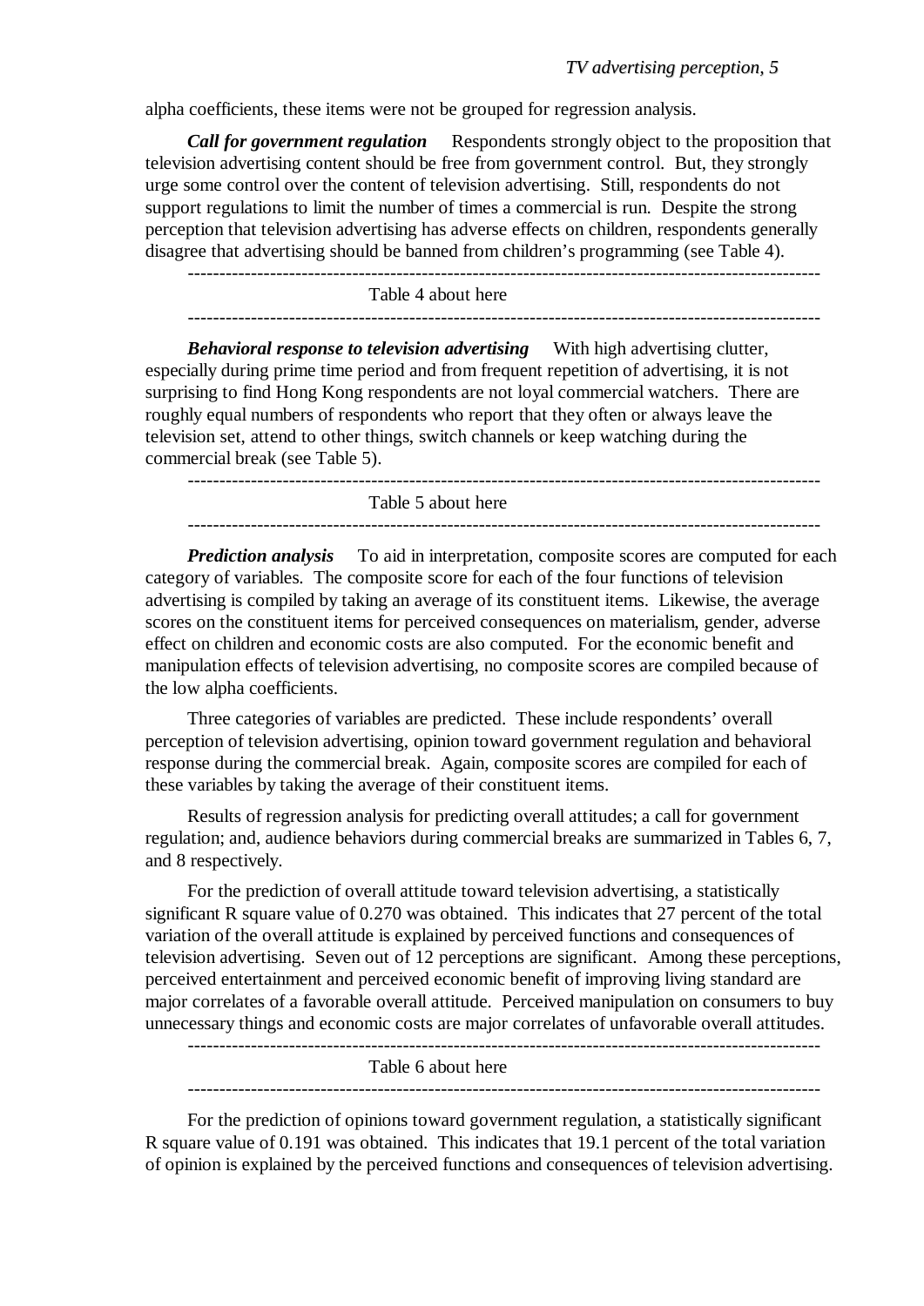alpha coefficients, these items were not be grouped for regression analysis.

***Call for government regulation*** Respondents strongly object to the proposition that television advertising content should be free from government control. But, they strongly urge some control over the content of television advertising. Still, respondents do not support regulations to limit the number of times a commercial is run. Despite the strong perception that television advertising has adverse effects on children, respondents generally disagree that advertising should be banned from children's programming (see Table 4).

---

Table 4 about here

---

***Behavioral response to television advertising*** With high advertising clutter, especially during prime time period and from frequent repetition of advertising, it is not surprising to find Hong Kong respondents are not loyal commercial watchers. There are roughly equal numbers of respondents who report that they often or always leave the television set, attend to other things, switch channels or keep watching during the commercial break (see Table 5).

---

Table 5 about here

---

***Prediction analysis*** To aid in interpretation, composite scores are computed for each category of variables. The composite score for each of the four functions of television advertising is compiled by taking an average of its constituent items. Likewise, the average scores on the constituent items for perceived consequences on materialism, gender, adverse effect on children and economic costs are also computed. For the economic benefit and manipulation effects of television advertising, no composite scores are compiled because of the low alpha coefficients.

Three categories of variables are predicted. These include respondents' overall perception of television advertising, opinion toward government regulation and behavioral response during the commercial break. Again, composite scores are compiled for each of these variables by taking the average of their constituent items.

Results of regression analysis for predicting overall attitudes; a call for government regulation; and, audience behaviors during commercial breaks are summarized in Tables 6, 7, and 8 respectively.

For the prediction of overall attitude toward television advertising, a statistically significant R square value of 0.270 was obtained. This indicates that 27 percent of the total variation of the overall attitude is explained by perceived functions and consequences of television advertising. Seven out of 12 perceptions are significant. Among these perceptions, perceived entertainment and perceived economic benefit of improving living standard are major correlates of a favorable overall attitude. Perceived manipulation on consumers to buy unnecessary things and economic costs are major correlates of unfavorable overall attitudes.

---

Table 6 about here

---

For the prediction of opinions toward government regulation, a statistically significant R square value of 0.191 was obtained. This indicates that 19.1 percent of the total variation of opinion is explained by the perceived functions and consequences of television advertising.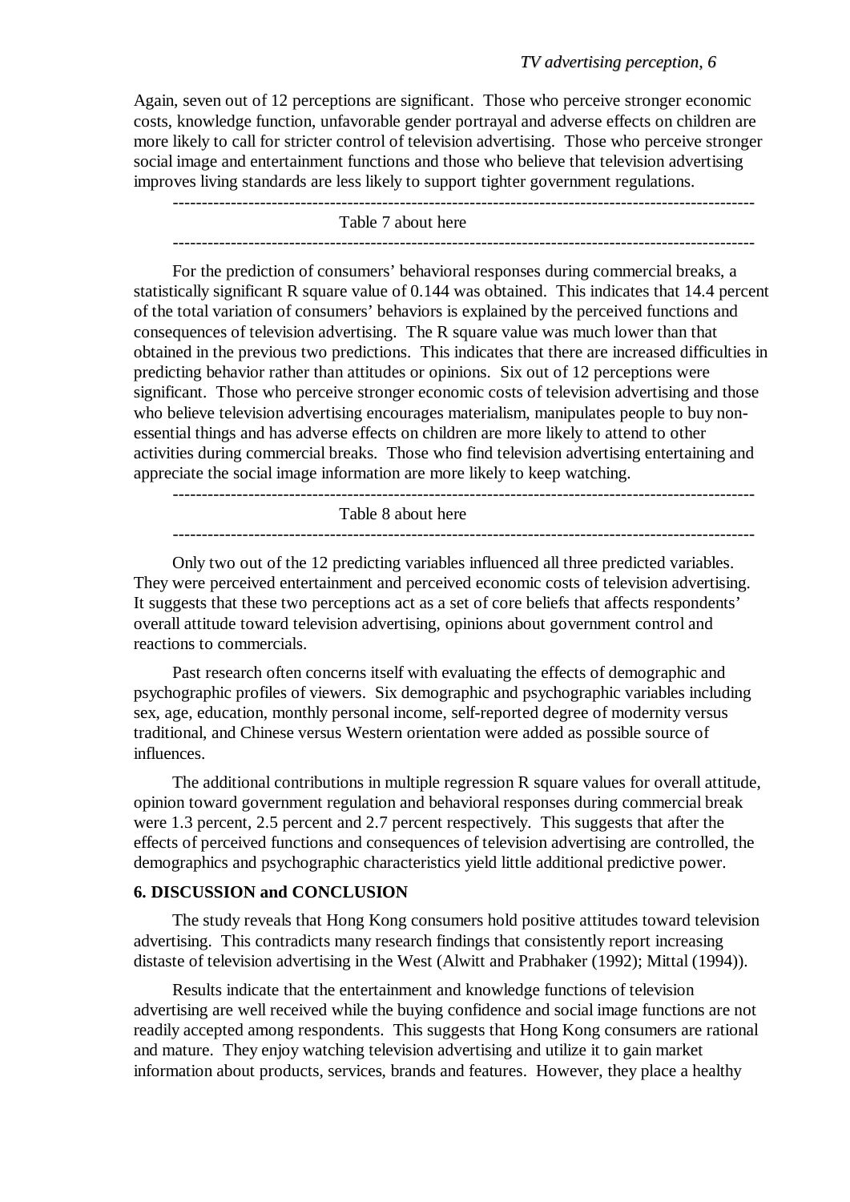Again, seven out of 12 perceptions are significant. Those who perceive stronger economic costs, knowledge function, unfavorable gender portrayal and adverse effects on children are more likely to call for stricter control of television advertising. Those who perceive stronger social image and entertainment functions and those who believe that television advertising improves living standards are less likely to support tighter government regulations.

---

Table 7 about here

---

For the prediction of consumers' behavioral responses during commercial breaks, a statistically significant R square value of 0.144 was obtained. This indicates that 14.4 percent of the total variation of consumers' behaviors is explained by the perceived functions and consequences of television advertising. The R square value was much lower than that obtained in the previous two predictions. This indicates that there are increased difficulties in predicting behavior rather than attitudes or opinions. Six out of 12 perceptions were significant. Those who perceive stronger economic costs of television advertising and those who believe television advertising encourages materialism, manipulates people to buy non-essential things and has adverse effects on children are more likely to attend to other activities during commercial breaks. Those who find television advertising entertaining and appreciate the social image information are more likely to keep watching.

---

Table 8 about here

---

Only two out of the 12 predicting variables influenced all three predicted variables. They were perceived entertainment and perceived economic costs of television advertising. It suggests that these two perceptions act as a set of core beliefs that affects respondents' overall attitude toward television advertising, opinions about government control and reactions to commercials.

Past research often concerns itself with evaluating the effects of demographic and psychographic profiles of viewers. Six demographic and psychographic variables including sex, age, education, monthly personal income, self-reported degree of modernity versus traditional, and Chinese versus Western orientation were added as possible source of influences.

The additional contributions in multiple regression R square values for overall attitude, opinion toward government regulation and behavioral responses during commercial break were 1.3 percent, 2.5 percent and 2.7 percent respectively. This suggests that after the effects of perceived functions and consequences of television advertising are controlled, the demographics and psychographic characteristics yield little additional predictive power.

## 6. DISCUSSION and CONCLUSION

The study reveals that Hong Kong consumers hold positive attitudes toward television advertising. This contradicts many research findings that consistently report increasing distaste of television advertising in the West (Alwitt and Prabhaker (1992); Mittal (1994)).

Results indicate that the entertainment and knowledge functions of television advertising are well received while the buying confidence and social image functions are not readily accepted among respondents. This suggests that Hong Kong consumers are rational and mature. They enjoy watching television advertising and utilize it to gain market information about products, services, brands and features. However, they place a healthy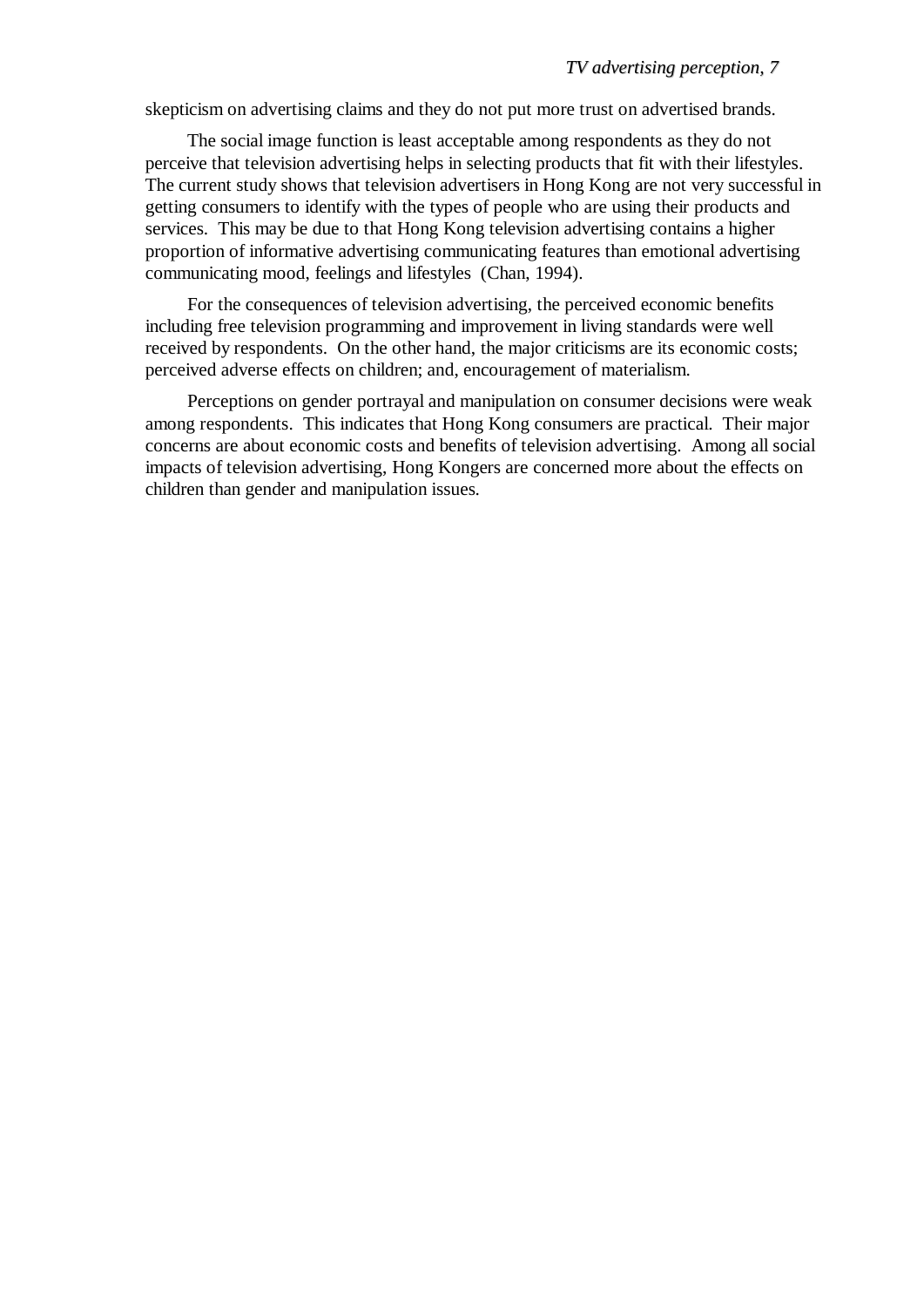skepticism on advertising claims and they do not put more trust on advertised brands.

The social image function is least acceptable among respondents as they do not perceive that television advertising helps in selecting products that fit with their lifestyles. The current study shows that television advertisers in Hong Kong are not very successful in getting consumers to identify with the types of people who are using their products and services. This may be due to that Hong Kong television advertising contains a higher proportion of informative advertising communicating features than emotional advertising communicating mood, feelings and lifestyles (Chan, 1994).

For the consequences of television advertising, the perceived economic benefits including free television programming and improvement in living standards were well received by respondents. On the other hand, the major criticisms are its economic costs; perceived adverse effects on children; and, encouragement of materialism.

Perceptions on gender portrayal and manipulation on consumer decisions were weak among respondents. This indicates that Hong Kong consumers are practical. Their major concerns are about economic costs and benefits of television advertising. Among all social impacts of television advertising, Hong Kongers are concerned more about the effects on children than gender and manipulation issues.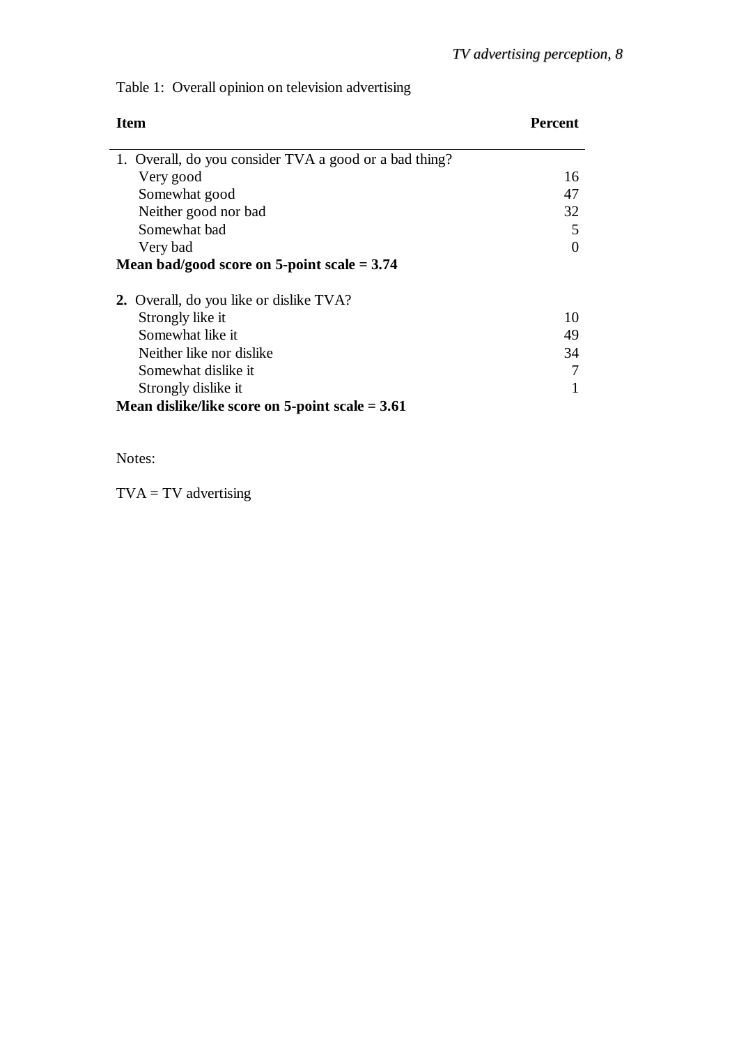Table 1: Overall opinion on television advertising

| Item | Percent |
|---|---|
| 1. Overall, do you consider TVA a good or a bad thing? | |
| Very good | 16 |
| Somewhat good | 47 |
| Neither good nor bad | 32 |
| Somewhat bad | 5 |
| Very bad | 0 |
| **Mean bad/good score on 5-point scale = 3.74** | |
| **2.** Overall, do you like or dislike TVA? | |
| Strongly like it | 10 |
| Somewhat like it | 49 |
| Neither like nor dislike | 34 |
| Somewhat dislike it | 7 |
| Strongly dislike it | 1 |
| **Mean dislike/like score on 5-point scale = 3.61** | |

Notes:

TVA = TV advertising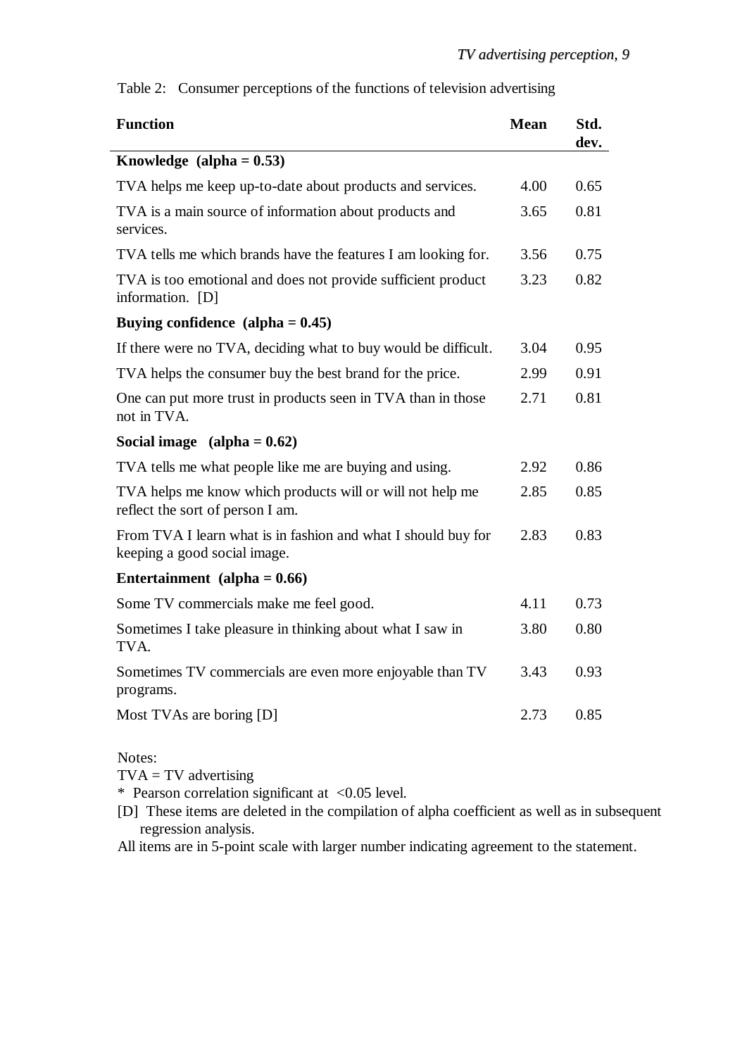Table 2: Consumer perceptions of the functions of television advertising

| Function | Mean | Std. dev. |
|---|---|---|
| **Knowledge (alpha = 0.53)** | | |
| TVA helps me keep up-to-date about products and services. | 4.00 | 0.65 |
| TVA is a main source of information about products and services. | 3.65 | 0.81 |
| TVA tells me which brands have the features I am looking for. | 3.56 | 0.75 |
| TVA is too emotional and does not provide sufficient product information. [D] | 3.23 | 0.82 |
| **Buying confidence (alpha = 0.45)** | | |
| If there were no TVA, deciding what to buy would be difficult. | 3.04 | 0.95 |
| TVA helps the consumer buy the best brand for the price. | 2.99 | 0.91 |
| One can put more trust in products seen in TVA than in those not in TVA. | 2.71 | 0.81 |
| **Social image (alpha = 0.62)** | | |
| TVA tells me what people like me are buying and using. | 2.92 | 0.86 |
| TVA helps me know which products will or will not help me reflect the sort of person I am. | 2.85 | 0.85 |
| From TVA I learn what is in fashion and what I should buy for keeping a good social image. | 2.83 | 0.83 |
| **Entertainment (alpha = 0.66)** | | |
| Some TV commercials make me feel good. | 4.11 | 0.73 |
| Sometimes I take pleasure in thinking about what I saw in TVA. | 3.80 | 0.80 |
| Sometimes TV commercials are even more enjoyable than TV programs. | 3.43 | 0.93 |
| Most TVAs are boring [D] | 2.73 | 0.85 |

Notes:

TVA = TV advertising

* Pearson correlation significant at <0.05 level.

[D] These items are deleted in the compilation of alpha coefficient as well as in subsequent regression analysis.

All items are in 5-point scale with larger number indicating agreement to the statement.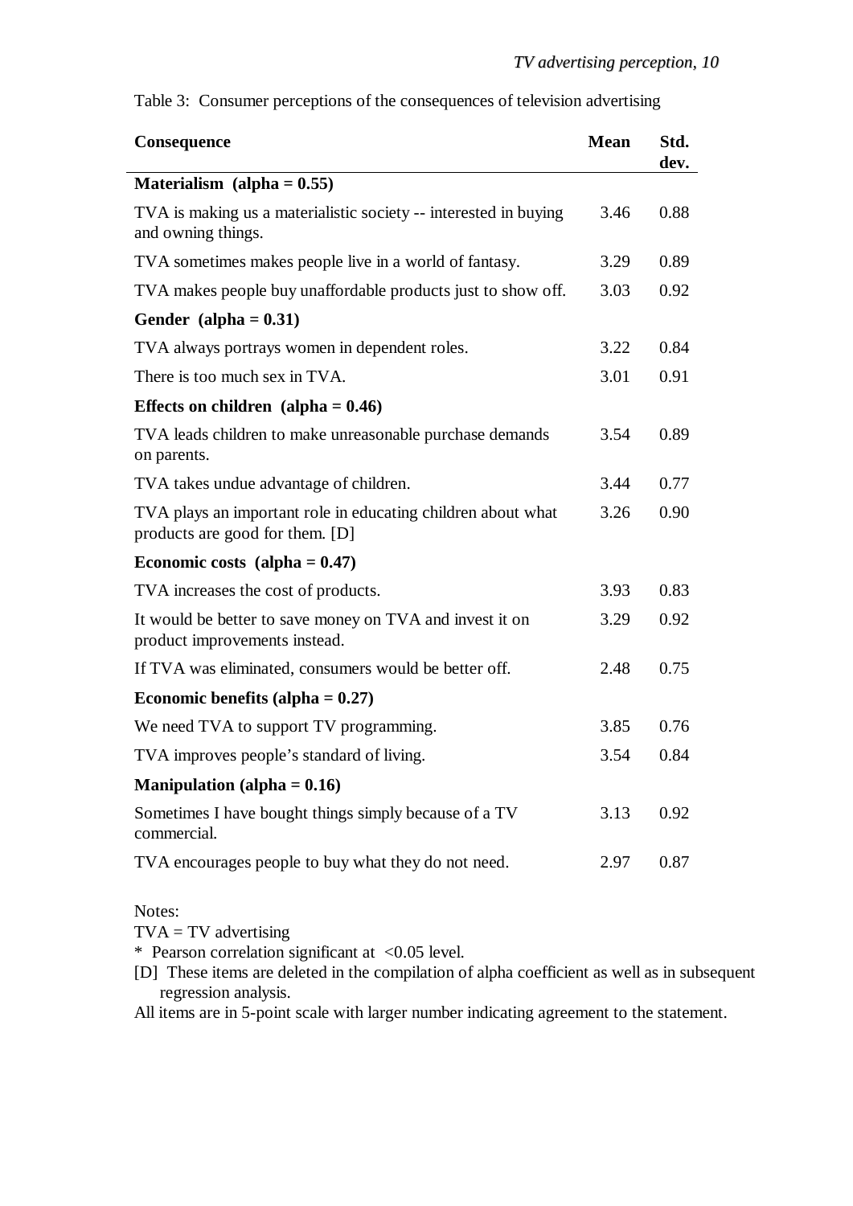Table 3: Consumer perceptions of the consequences of television advertising

| Consequence | Mean | Std. dev. |
|---|---|---|
| **Materialism (alpha = 0.55)** | | |
| TVA is making us a materialistic society -- interested in buying and owning things. | 3.46 | 0.88 |
| TVA sometimes makes people live in a world of fantasy. | 3.29 | 0.89 |
| TVA makes people buy unaffordable products just to show off. | 3.03 | 0.92 |
| **Gender (alpha = 0.31)** | | |
| TVA always portrays women in dependent roles. | 3.22 | 0.84 |
| There is too much sex in TVA. | 3.01 | 0.91 |
| **Effects on children (alpha = 0.46)** | | |
| TVA leads children to make unreasonable purchase demands on parents. | 3.54 | 0.89 |
| TVA takes undue advantage of children. | 3.44 | 0.77 |
| TVA plays an important role in educating children about what products are good for them. [D] | 3.26 | 0.90 |
| **Economic costs (alpha = 0.47)** | | |
| TVA increases the cost of products. | 3.93 | 0.83 |
| It would be better to save money on TVA and invest it on product improvements instead. | 3.29 | 0.92 |
| If TVA was eliminated, consumers would be better off. | 2.48 | 0.75 |
| **Economic benefits (alpha = 0.27)** | | |
| We need TVA to support TV programming. | 3.85 | 0.76 |
| TVA improves people's standard of living. | 3.54 | 0.84 |
| **Manipulation (alpha = 0.16)** | | |
| Sometimes I have bought things simply because of a TV commercial. | 3.13 | 0.92 |
| TVA encourages people to buy what they do not need. | 2.97 | 0.87 |

Notes:

TVA = TV advertising

* Pearson correlation significant at <0.05 level.

[D] These items are deleted in the compilation of alpha coefficient as well as in subsequent regression analysis.

All items are in 5-point scale with larger number indicating agreement to the statement.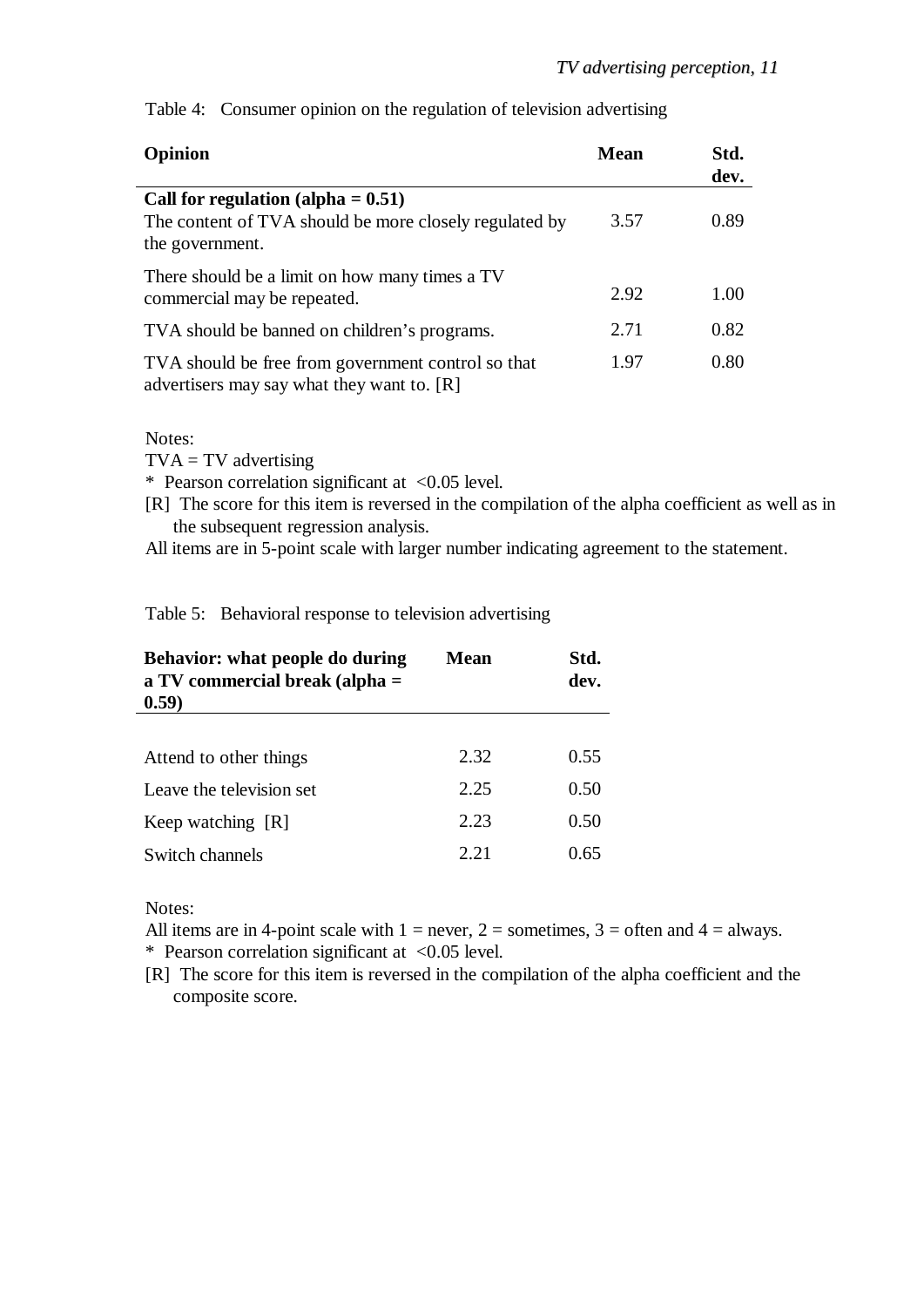Table 4: Consumer opinion on the regulation of television advertising

| Opinion | Mean | Std. dev. |
|---|---|---|
| **Call for regulation (alpha = 0.51)** | | |
| The content of TVA should be more closely regulated by the government. | 3.57 | 0.89 |
| There should be a limit on how many times a TV commercial may be repeated. | 2.92 | 1.00 |
| TVA should be banned on children's programs. | 2.71 | 0.82 |
| TVA should be free from government control so that advertisers may say what they want to. [R] | 1.97 | 0.80 |

Notes:
TVA = TV advertising
* Pearson correlation significant at <0.05 level.
[R] The score for this item is reversed in the compilation of the alpha coefficient as well as in the subsequent regression analysis.
All items are in 5-point scale with larger number indicating agreement to the statement.

Table 5: Behavioral response to television advertising

| Behavior: what people do during a TV commercial break (alpha = 0.59) | Mean | Std. dev. |
|---|---|---|
| Attend to other things | 2.32 | 0.55 |
| Leave the television set | 2.25 | 0.50 |
| Keep watching [R] | 2.23 | 0.50 |
| Switch channels | 2.21 | 0.65 |

Notes:
All items are in 4-point scale with 1 = never, 2 = sometimes, 3 = often and 4 = always.
* Pearson correlation significant at <0.05 level.
[R] The score for this item is reversed in the compilation of the alpha coefficient and the composite score.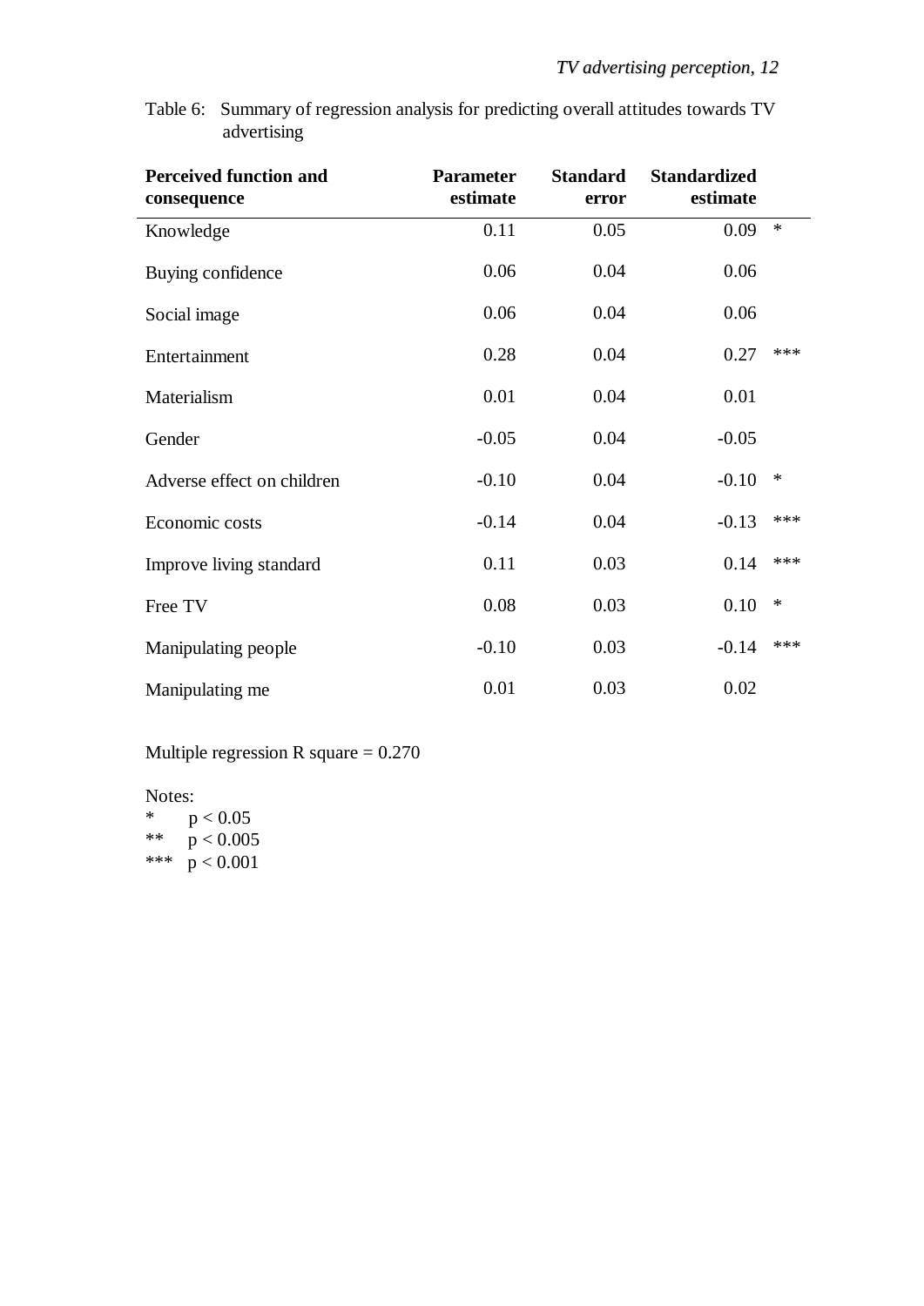Table 6: Summary of regression analysis for predicting overall attitudes towards TV advertising

| Perceived function and consequence | Parameter estimate | Standard error | Standardized estimate | |
|---|---|---|---|---|
| Knowledge | 0.11 | 0.05 | 0.09 | * |
| Buying confidence | 0.06 | 0.04 | 0.06 | |
| Social image | 0.06 | 0.04 | 0.06 | |
| Entertainment | 0.28 | 0.04 | 0.27 | *** |
| Materialism | 0.01 | 0.04 | 0.01 | |
| Gender | -0.05 | 0.04 | -0.05 | |
| Adverse effect on children | -0.10 | 0.04 | -0.10 | * |
| Economic costs | -0.14 | 0.04 | -0.13 | *** |
| Improve living standard | 0.11 | 0.03 | 0.14 | *** |
| Free TV | 0.08 | 0.03 | 0.10 | * |
| Manipulating people | -0.10 | 0.03 | -0.14 | *** |
| Manipulating me | 0.01 | 0.03 | 0.02 | |

Multiple regression R square = 0.270

Notes:
* $p < 0.05$
** $p < 0.005$
*** $p < 0.001$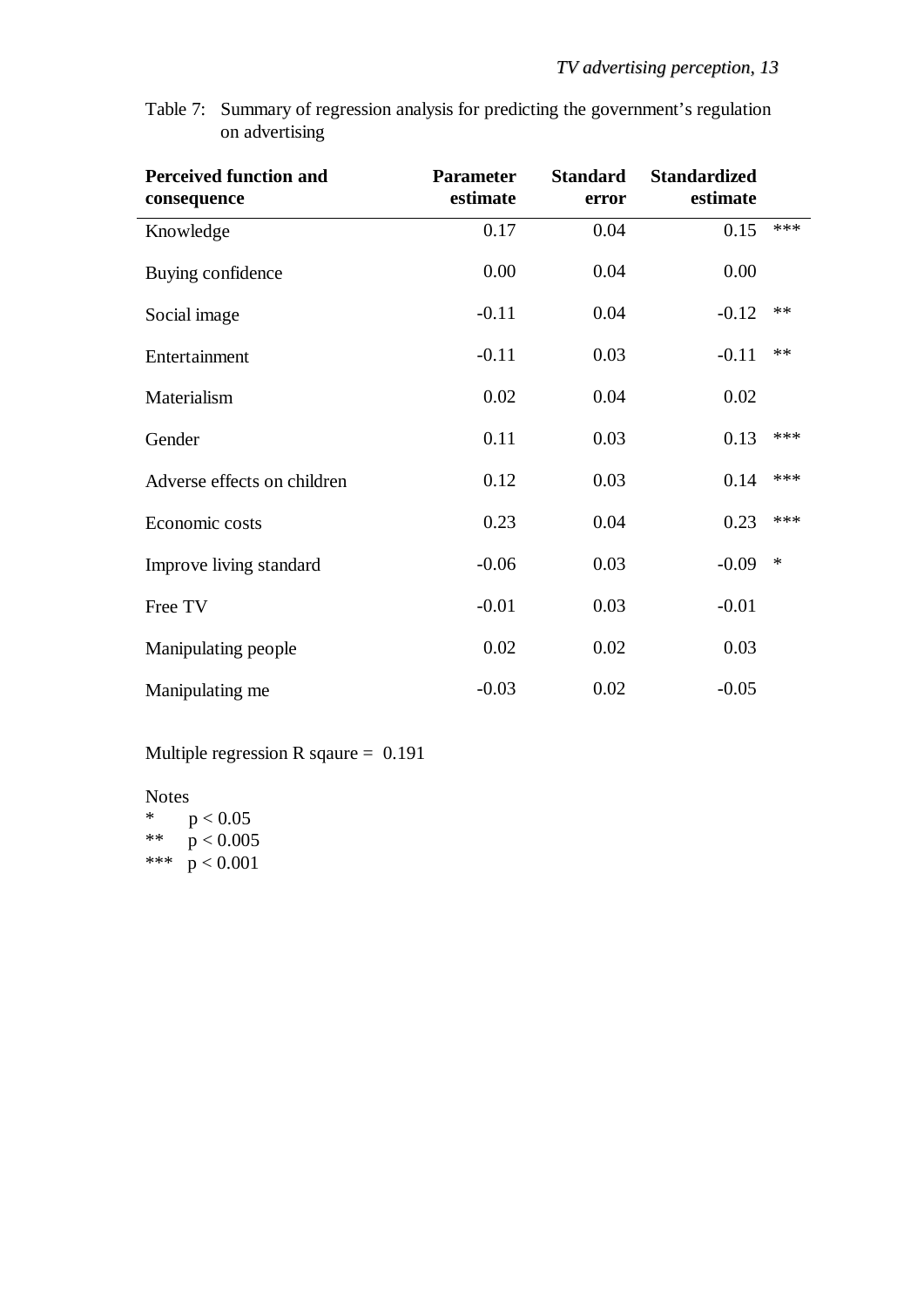Table 7: Summary of regression analysis for predicting the government's regulation on advertising

| Perceived function and consequence | Parameter estimate | Standard error | Standardized estimate | |
|---|---|---|---|---|
| Knowledge | 0.17 | 0.04 | 0.15 | *** |
| Buying confidence | 0.00 | 0.04 | 0.00 | |
| Social image | -0.11 | 0.04 | -0.12 | ** |
| Entertainment | -0.11 | 0.03 | -0.11 | ** |
| Materialism | 0.02 | 0.04 | 0.02 | |
| Gender | 0.11 | 0.03 | 0.13 | *** |
| Adverse effects on children | 0.12 | 0.03 | 0.14 | *** |
| Economic costs | 0.23 | 0.04 | 0.23 | *** |
| Improve living standard | -0.06 | 0.03 | -0.09 | * |
| Free TV | -0.01 | 0.03 | -0.01 | |
| Manipulating people | 0.02 | 0.02 | 0.03 | |
| Manipulating me | -0.03 | 0.02 | -0.05 | |

Multiple regression R sqaure = 0.191

Notes
* $p < 0.05$
** $p < 0.005$
*** $p < 0.001$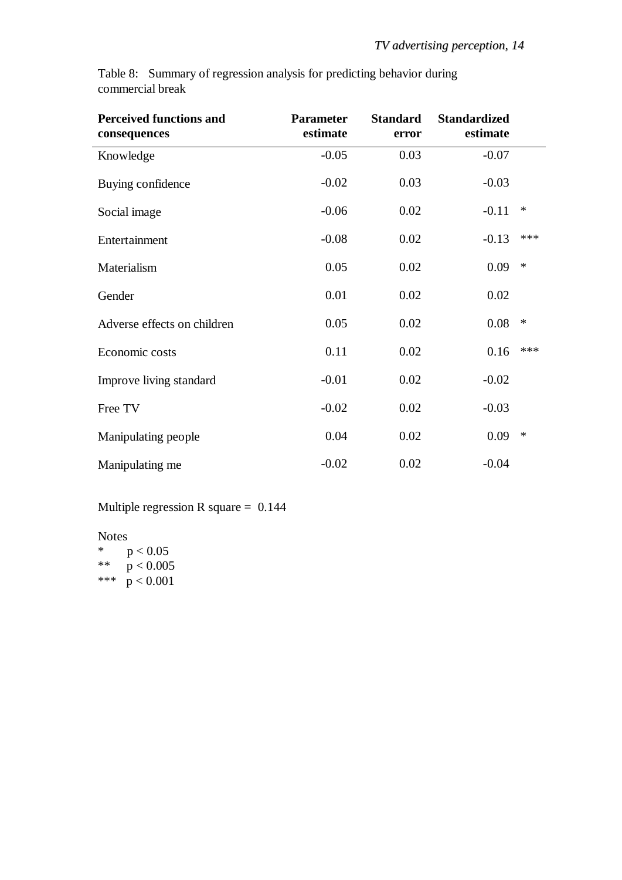Table 8: Summary of regression analysis for predicting behavior during commercial break

| Perceived functions and consequences | Parameter estimate | Standard error | Standardized estimate | |
|---|---|---|---|---|
| Knowledge | -0.05 | 0.03 | -0.07 | |
| Buying confidence | -0.02 | 0.03 | -0.03 | |
| Social image | -0.06 | 0.02 | -0.11 | * |
| Entertainment | -0.08 | 0.02 | -0.13 | *** |
| Materialism | 0.05 | 0.02 | 0.09 | * |
| Gender | 0.01 | 0.02 | 0.02 | |
| Adverse effects on children | 0.05 | 0.02 | 0.08 | * |
| Economic costs | 0.11 | 0.02 | 0.16 | *** |
| Improve living standard | -0.01 | 0.02 | -0.02 | |
| Free TV | -0.02 | 0.02 | -0.03 | |
| Manipulating people | 0.04 | 0.02 | 0.09 | * |
| Manipulating me | -0.02 | 0.02 | -0.04 | |

Multiple regression R square = 0.144

Notes

* $p < 0.05$

** $p < 0.005$

*** $p < 0.001$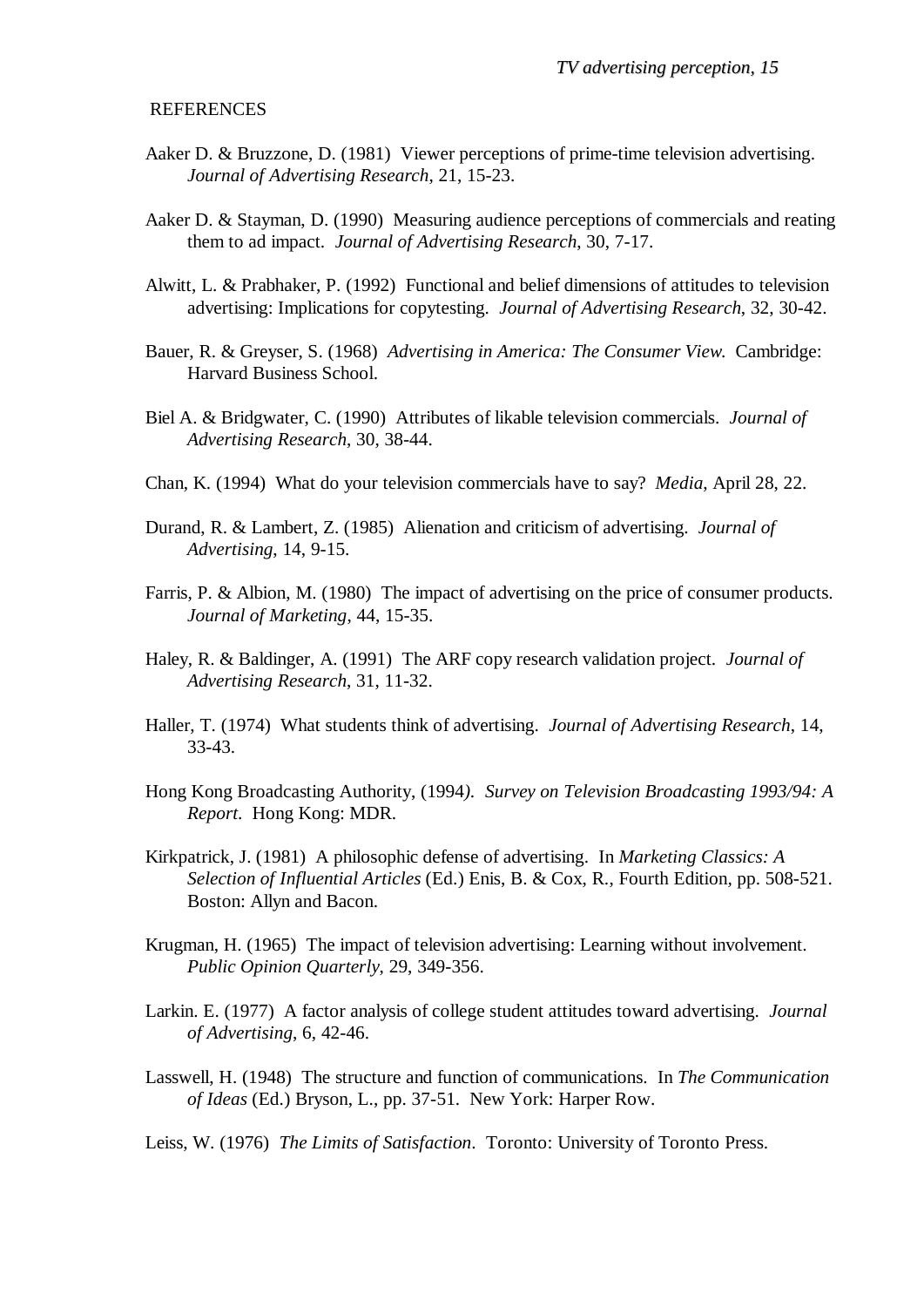REFERENCES

Aaker D. & Bruzzone, D. (1981) Viewer perceptions of prime-time television advertising. *Journal of Advertising Research*, 21, 15-23.

Aaker D. & Stayman, D. (1990) Measuring audience perceptions of commercials and reating them to ad impact. *Journal of Advertising Research*, 30, 7-17.

Alwitt, L. & Prabhaker, P. (1992) Functional and belief dimensions of attitudes to television advertising: Implications for copytesting. *Journal of Advertising Research*, 32, 30-42.

Bauer, R. & Greyser, S. (1968) *Advertising in America: The Consumer View.* Cambridge: Harvard Business School.

Biel A. & Bridgwater, C. (1990) Attributes of likable television commercials. *Journal of Advertising Research*, 30, 38-44.

Chan, K. (1994) What do your television commercials have to say? *Media*, April 28, 22.

Durand, R. & Lambert, Z. (1985) Alienation and criticism of advertising. *Journal of Advertising*, 14, 9-15.

Farris, P. & Albion, M. (1980) The impact of advertising on the price of consumer products. *Journal of Marketing*, 44, 15-35.

Haley, R. & Baldinger, A. (1991) The ARF copy research validation project. *Journal of Advertising Research*, 31, 11-32.

Haller, T. (1974) What students think of advertising. *Journal of Advertising Research*, 14, 33-43.

Hong Kong Broadcasting Authority, (1994). *Survey on Television Broadcasting 1993/94: A Report*. Hong Kong: MDR.

Kirkpatrick, J. (1981) A philosophic defense of advertising. In *Marketing Classics: A Selection of Influential Articles* (Ed.) Enis, B. & Cox, R., Fourth Edition, pp. 508-521. Boston: Allyn and Bacon.

Krugman, H. (1965) The impact of television advertising: Learning without involvement. *Public Opinion Quarterly*, 29, 349-356.

Larkin. E. (1977) A factor analysis of college student attitudes toward advertising. *Journal of Advertising*, 6, 42-46.

Lasswell, H. (1948) The structure and function of communications. In *The Communication of Ideas* (Ed.) Bryson, L., pp. 37-51. New York: Harper Row.

Leiss, W. (1976) *The Limits of Satisfaction*. Toronto: University of Toronto Press.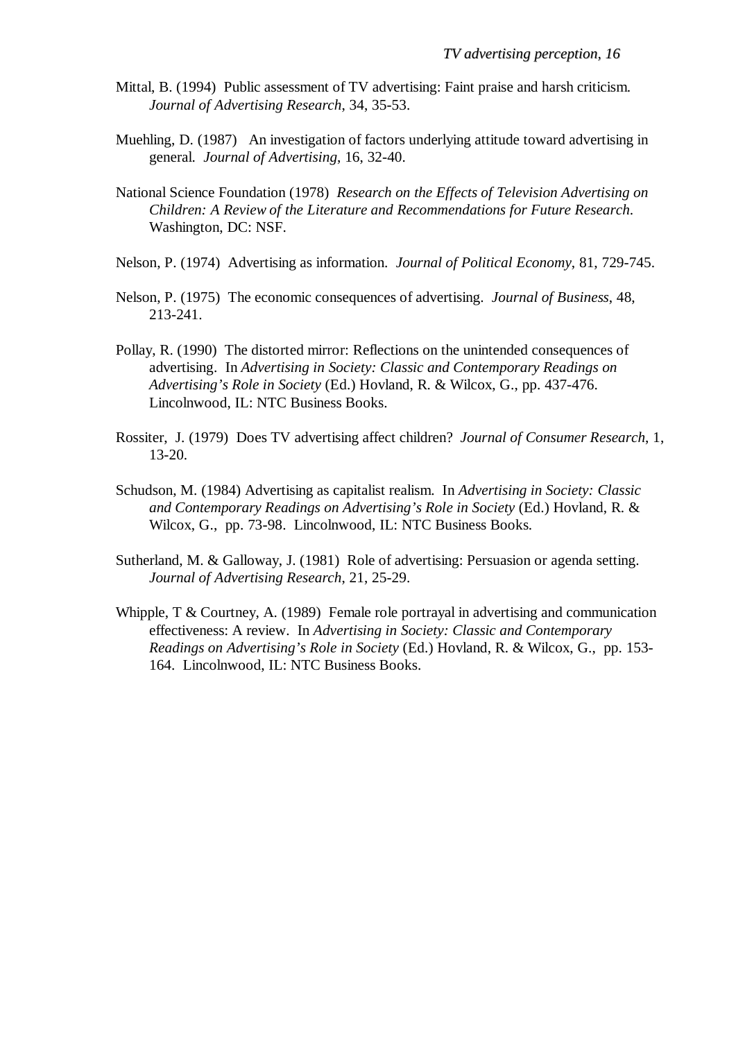Mittal, B. (1994) Public assessment of TV advertising: Faint praise and harsh criticism. *Journal of Advertising Research*, 34, 35-53.

Muehling, D. (1987) An investigation of factors underlying attitude toward advertising in general. *Journal of Advertising*, 16, 32-40.

National Science Foundation (1978) *Research on the Effects of Television Advertising on Children: A Review of the Literature and Recommendations for Future Research*. Washington, DC: NSF.

Nelson, P. (1974) Advertising as information. *Journal of Political Economy*, 81, 729-745.

Nelson, P. (1975) The economic consequences of advertising. *Journal of Business*, 48, 213-241.

Pollay, R. (1990) The distorted mirror: Reflections on the unintended consequences of advertising. In *Advertising in Society: Classic and Contemporary Readings on Advertising's Role in Society* (Ed.) Hovland, R. & Wilcox, G., pp. 437-476. Lincolnwood, IL: NTC Business Books.

Rossiter, J. (1979) Does TV advertising affect children? *Journal of Consumer Research*, 1, 13-20.

Schudson, M. (1984) Advertising as capitalist realism. In *Advertising in Society: Classic and Contemporary Readings on Advertising's Role in Society* (Ed.) Hovland, R. & Wilcox, G., pp. 73-98. Lincolnwood, IL: NTC Business Books.

Sutherland, M. & Galloway, J. (1981) Role of advertising: Persuasion or agenda setting. *Journal of Advertising Research*, 21, 25-29.

Whipple, T & Courtney, A. (1989) Female role portrayal in advertising and communication effectiveness: A review. In *Advertising in Society: Classic and Contemporary Readings on Advertising's Role in Society* (Ed.) Hovland, R. & Wilcox, G., pp. 153-164. Lincolnwood, IL: NTC Business Books.